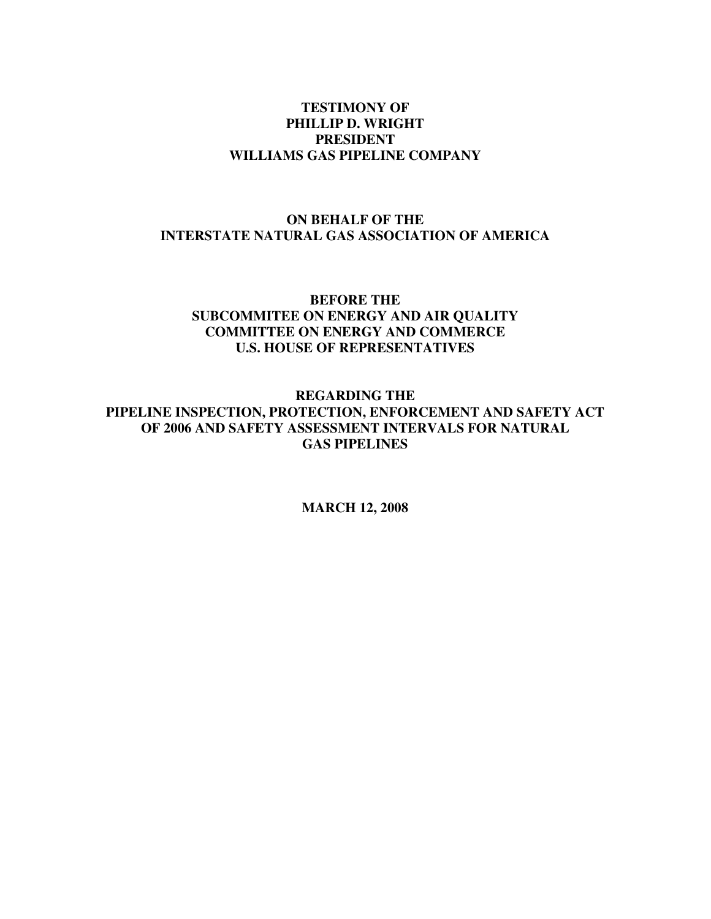**TESTIMONY OF**
**PHILLIP D. WRIGHT**
**PRESIDENT**
**WILLIAMS GAS PIPELINE COMPANY**

**ON BEHALF OF THE**
**INTERSTATE NATURAL GAS ASSOCIATION OF AMERICA**

**BEFORE THE**
**SUBCOMMITEE ON ENERGY AND AIR QUALITY**
**COMMITTEE ON ENERGY AND COMMERCE**
**U.S. HOUSE OF REPRESENTATIVES**

**REGARDING THE**
**PIPELINE INSPECTION, PROTECTION, ENFORCEMENT AND SAFETY ACT OF 2006 AND SAFETY ASSESSMENT INTERVALS FOR NATURAL GAS PIPELINES**

**MARCH 12, 2008**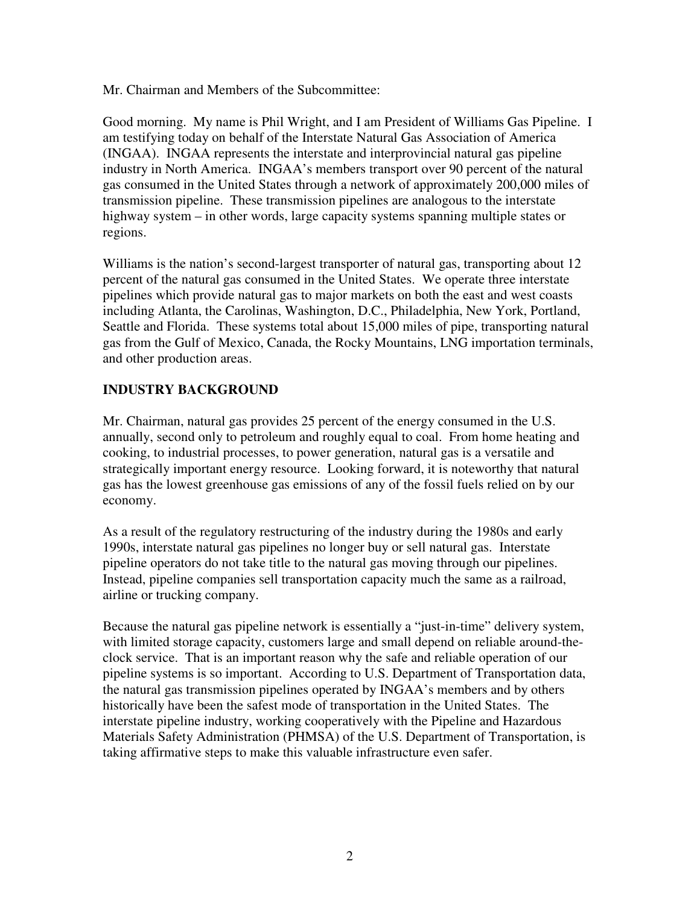Mr. Chairman and Members of the Subcommittee:

Good morning. My name is Phil Wright, and I am President of Williams Gas Pipeline. I am testifying today on behalf of the Interstate Natural Gas Association of America (INGAA). INGAA represents the interstate and interprovincial natural gas pipeline industry in North America. INGAA's members transport over 90 percent of the natural gas consumed in the United States through a network of approximately 200,000 miles of transmission pipeline. These transmission pipelines are analogous to the interstate highway system – in other words, large capacity systems spanning multiple states or regions.

Williams is the nation's second-largest transporter of natural gas, transporting about 12 percent of the natural gas consumed in the United States. We operate three interstate pipelines which provide natural gas to major markets on both the east and west coasts including Atlanta, the Carolinas, Washington, D.C., Philadelphia, New York, Portland, Seattle and Florida. These systems total about 15,000 miles of pipe, transporting natural gas from the Gulf of Mexico, Canada, the Rocky Mountains, LNG importation terminals, and other production areas.

## INDUSTRY BACKGROUND

Mr. Chairman, natural gas provides 25 percent of the energy consumed in the U.S. annually, second only to petroleum and roughly equal to coal. From home heating and cooking, to industrial processes, to power generation, natural gas is a versatile and strategically important energy resource. Looking forward, it is noteworthy that natural gas has the lowest greenhouse gas emissions of any of the fossil fuels relied on by our economy.

As a result of the regulatory restructuring of the industry during the 1980s and early 1990s, interstate natural gas pipelines no longer buy or sell natural gas. Interstate pipeline operators do not take title to the natural gas moving through our pipelines. Instead, pipeline companies sell transportation capacity much the same as a railroad, airline or trucking company.

Because the natural gas pipeline network is essentially a "just-in-time" delivery system, with limited storage capacity, customers large and small depend on reliable around-the-clock service. That is an important reason why the safe and reliable operation of our pipeline systems is so important. According to U.S. Department of Transportation data, the natural gas transmission pipelines operated by INGAA's members and by others historically have been the safest mode of transportation in the United States. The interstate pipeline industry, working cooperatively with the Pipeline and Hazardous Materials Safety Administration (PHMSA) of the U.S. Department of Transportation, is taking affirmative steps to make this valuable infrastructure even safer.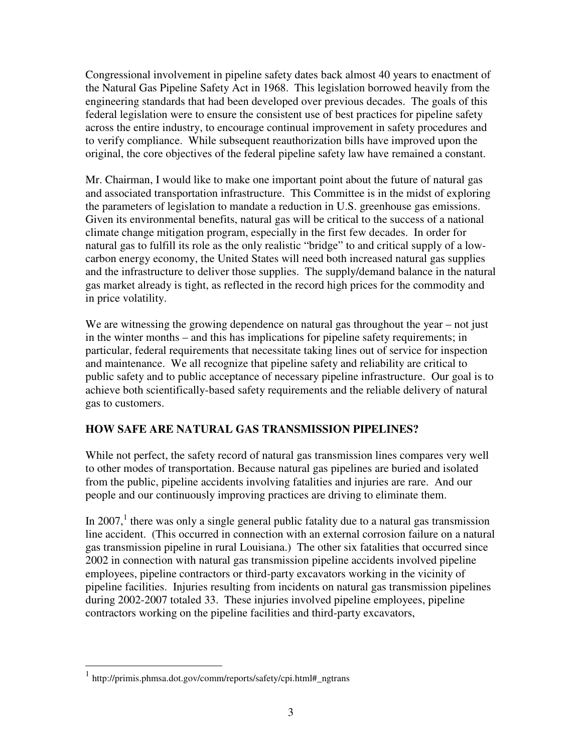Congressional involvement in pipeline safety dates back almost 40 years to enactment of the Natural Gas Pipeline Safety Act in 1968. This legislation borrowed heavily from the engineering standards that had been developed over previous decades. The goals of this federal legislation were to ensure the consistent use of best practices for pipeline safety across the entire industry, to encourage continual improvement in safety procedures and to verify compliance. While subsequent reauthorization bills have improved upon the original, the core objectives of the federal pipeline safety law have remained a constant.

Mr. Chairman, I would like to make one important point about the future of natural gas and associated transportation infrastructure. This Committee is in the midst of exploring the parameters of legislation to mandate a reduction in U.S. greenhouse gas emissions. Given its environmental benefits, natural gas will be critical to the success of a national climate change mitigation program, especially in the first few decades. In order for natural gas to fulfill its role as the only realistic "bridge" to and critical supply of a low-carbon energy economy, the United States will need both increased natural gas supplies and the infrastructure to deliver those supplies. The supply/demand balance in the natural gas market already is tight, as reflected in the record high prices for the commodity and in price volatility.

We are witnessing the growing dependence on natural gas throughout the year – not just in the winter months – and this has implications for pipeline safety requirements; in particular, federal requirements that necessitate taking lines out of service for inspection and maintenance. We all recognize that pipeline safety and reliability are critical to public safety and to public acceptance of necessary pipeline infrastructure. Our goal is to achieve both scientifically-based safety requirements and the reliable delivery of natural gas to customers.

## HOW SAFE ARE NATURAL GAS TRANSMISSION PIPELINES?

While not perfect, the safety record of natural gas transmission lines compares very well to other modes of transportation. Because natural gas pipelines are buried and isolated from the public, pipeline accidents involving fatalities and injuries are rare. And our people and our continuously improving practices are driving to eliminate them.

In 2007,[1] there was only a single general public fatality due to a natural gas transmission line accident. (This occurred in connection with an external corrosion failure on a natural gas transmission pipeline in rural Louisiana.) The other six fatalities that occurred since 2002 in connection with natural gas transmission pipeline accidents involved pipeline employees, pipeline contractors or third-party excavators working in the vicinity of pipeline facilities. Injuries resulting from incidents on natural gas transmission pipelines during 2002-2007 totaled 33. These injuries involved pipeline employees, pipeline contractors working on the pipeline facilities and third-party excavators,

[1] http://primis.phmsa.dot.gov/comm/reports/safety/cpi.html#_ngtrans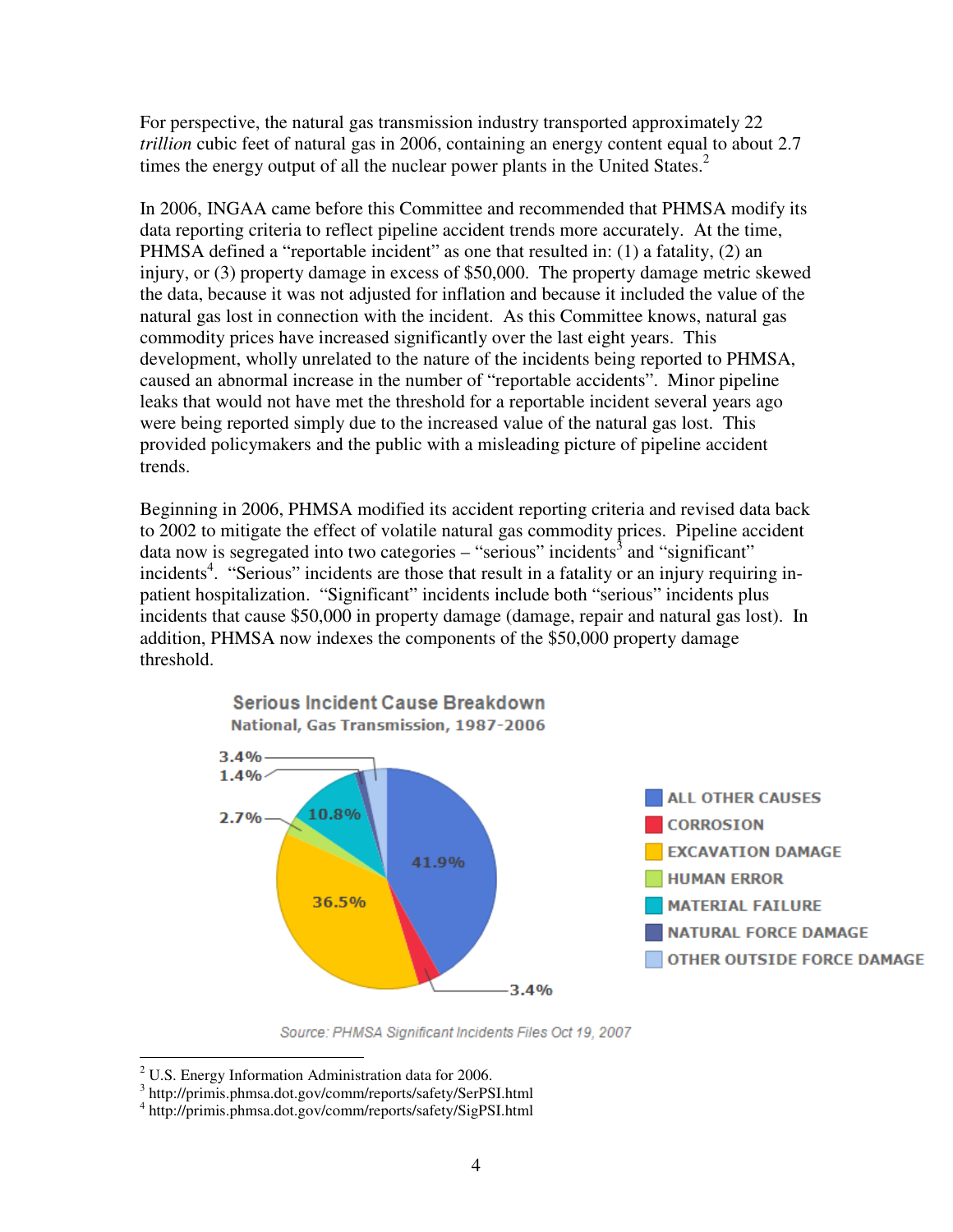For perspective, the natural gas transmission industry transported approximately 22 *trillion* cubic feet of natural gas in 2006, containing an energy content equal to about 2.7 times the energy output of all the nuclear power plants in the United States.[2]

In 2006, INGAA came before this Committee and recommended that PHMSA modify its data reporting criteria to reflect pipeline accident trends more accurately. At the time, PHMSA defined a "reportable incident" as one that resulted in: (1) a fatality, (2) an injury, or (3) property damage in excess of $50,000. The property damage metric skewed the data, because it was not adjusted for inflation and because it included the value of the natural gas lost in connection with the incident. As this Committee knows, natural gas commodity prices have increased significantly over the last eight years. This development, wholly unrelated to the nature of the incidents being reported to PHMSA, caused an abnormal increase in the number of "reportable accidents". Minor pipeline leaks that would not have met the threshold for a reportable incident several years ago were being reported simply due to the increased value of the natural gas lost. This provided policymakers and the public with a misleading picture of pipeline accident trends.

Beginning in 2006, PHMSA modified its accident reporting criteria and revised data back to 2002 to mitigate the effect of volatile natural gas commodity prices. Pipeline accident data now is segregated into two categories – "serious" incidents[3] and "significant" incidents[4]. "Serious" incidents are those that result in a fatality or an injury requiring in-patient hospitalization. "Significant" incidents include both "serious" incidents plus incidents that cause $50,000 in property damage (damage, repair and natural gas lost). In addition, PHMSA now indexes the components of the $50,000 property damage threshold.

**Serious Incident Cause Breakdown**
National, Gas Transmission, 1987-2006

| Cause | Share |
|---|---|
| ALL OTHER CAUSES | 41.9% |
| CORROSION | 3.4% |
| EXCAVATION DAMAGE | 36.5% |
| HUMAN ERROR | 2.7% |
| MATERIAL FAILURE | 10.8% |
| NATURAL FORCE DAMAGE | 1.4% |
| OTHER OUTSIDE FORCE DAMAGE | 3.4% |

*Source: PHMSA Significant Incidents Files Oct 19, 2007*

---

[2] U.S. Energy Information Administration data for 2006.

[3] http://primis.phmsa.dot.gov/comm/reports/safety/SerPSI.html

[4] http://primis.phmsa.dot.gov/comm/reports/safety/SigPSI.html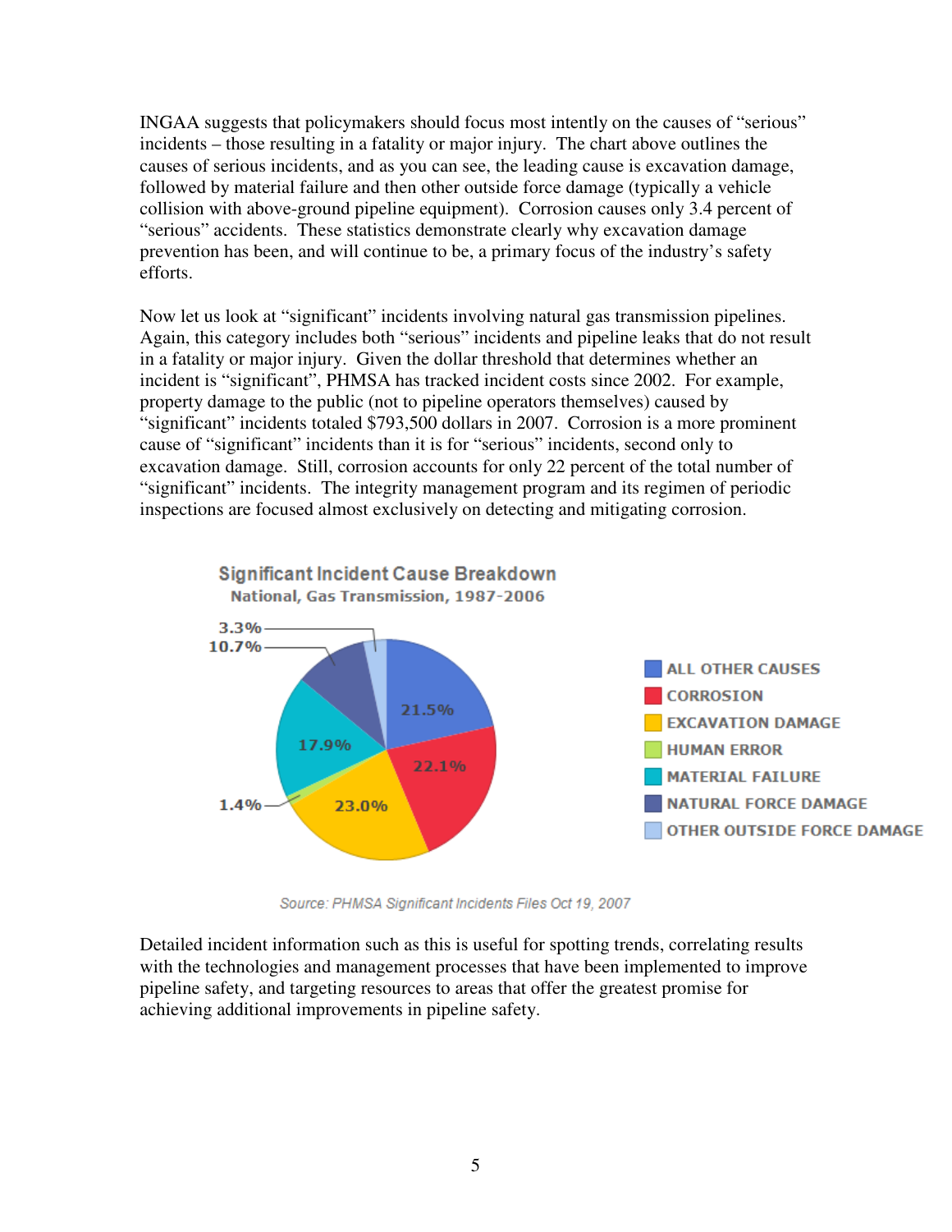INGAA suggests that policymakers should focus most intently on the causes of "serious" incidents – those resulting in a fatality or major injury. The chart above outlines the causes of serious incidents, and as you can see, the leading cause is excavation damage, followed by material failure and then other outside force damage (typically a vehicle collision with above-ground pipeline equipment). Corrosion causes only 3.4 percent of "serious" accidents. These statistics demonstrate clearly why excavation damage prevention has been, and will continue to be, a primary focus of the industry's safety efforts.

Now let us look at "significant" incidents involving natural gas transmission pipelines. Again, this category includes both "serious" incidents and pipeline leaks that do not result in a fatality or major injury. Given the dollar threshold that determines whether an incident is "significant", PHMSA has tracked incident costs since 2002. For example, property damage to the public (not to pipeline operators themselves) caused by "significant" incidents totaled $793,500 dollars in 2007. Corrosion is a more prominent cause of "significant" incidents than it is for "serious" incidents, second only to excavation damage. Still, corrosion accounts for only 22 percent of the total number of "significant" incidents. The integrity management program and its regimen of periodic inspections are focused almost exclusively on detecting and mitigating corrosion.

**Significant Incident Cause Breakdown**
National, Gas Transmission, 1987-2006

| Cause | Percentage |
|---|---|
| ALL OTHER CAUSES | 21.5% |
| CORROSION | 22.1% |
| EXCAVATION DAMAGE | 23.0% |
| HUMAN ERROR | 1.4% |
| MATERIAL FAILURE | 17.9% |
| NATURAL FORCE DAMAGE | 10.7% |
| OTHER OUTSIDE FORCE DAMAGE | 3.3% |

*Source: PHMSA Significant Incidents Files Oct 19, 2007*

Detailed incident information such as this is useful for spotting trends, correlating results with the technologies and management processes that have been implemented to improve pipeline safety, and targeting resources to areas that offer the greatest promise for achieving additional improvements in pipeline safety.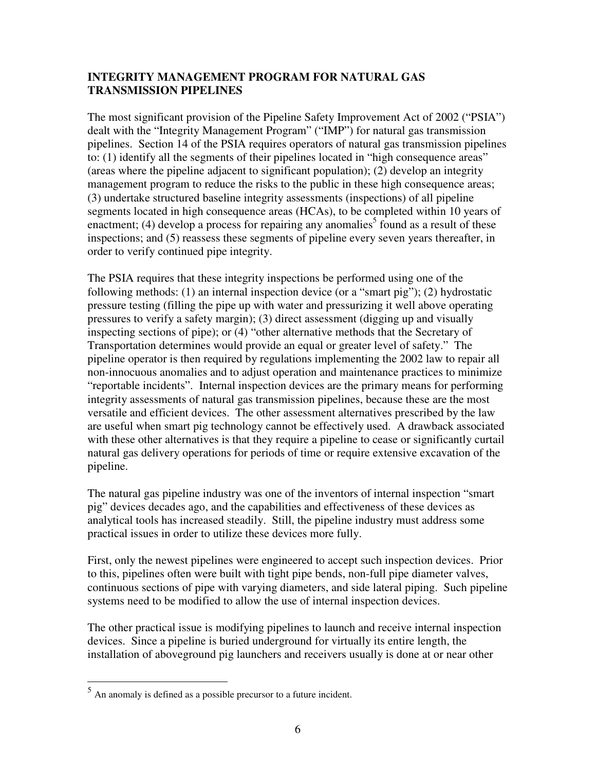## INTEGRITY MANAGEMENT PROGRAM FOR NATURAL GAS TRANSMISSION PIPELINES

The most significant provision of the Pipeline Safety Improvement Act of 2002 ("PSIA") dealt with the "Integrity Management Program" ("IMP") for natural gas transmission pipelines. Section 14 of the PSIA requires operators of natural gas transmission pipelines to: (1) identify all the segments of their pipelines located in "high consequence areas" (areas where the pipeline adjacent to significant population); (2) develop an integrity management program to reduce the risks to the public in these high consequence areas; (3) undertake structured baseline integrity assessments (inspections) of all pipeline segments located in high consequence areas (HCAs), to be completed within 10 years of enactment; (4) develop a process for repairing any anomalies[5] found as a result of these inspections; and (5) reassess these segments of pipeline every seven years thereafter, in order to verify continued pipe integrity.

The PSIA requires that these integrity inspections be performed using one of the following methods: (1) an internal inspection device (or a "smart pig"); (2) hydrostatic pressure testing (filling the pipe up with water and pressurizing it well above operating pressures to verify a safety margin); (3) direct assessment (digging up and visually inspecting sections of pipe); or (4) "other alternative methods that the Secretary of Transportation determines would provide an equal or greater level of safety." The pipeline operator is then required by regulations implementing the 2002 law to repair all non-innocuous anomalies and to adjust operation and maintenance practices to minimize "reportable incidents". Internal inspection devices are the primary means for performing integrity assessments of natural gas transmission pipelines, because these are the most versatile and efficient devices. The other assessment alternatives prescribed by the law are useful when smart pig technology cannot be effectively used. A drawback associated with these other alternatives is that they require a pipeline to cease or significantly curtail natural gas delivery operations for periods of time or require extensive excavation of the pipeline.

The natural gas pipeline industry was one of the inventors of internal inspection "smart pig" devices decades ago, and the capabilities and effectiveness of these devices as analytical tools has increased steadily. Still, the pipeline industry must address some practical issues in order to utilize these devices more fully.

First, only the newest pipelines were engineered to accept such inspection devices. Prior to this, pipelines often were built with tight pipe bends, non-full pipe diameter valves, continuous sections of pipe with varying diameters, and side lateral piping. Such pipeline systems need to be modified to allow the use of internal inspection devices.

The other practical issue is modifying pipelines to launch and receive internal inspection devices. Since a pipeline is buried underground for virtually its entire length, the installation of aboveground pig launchers and receivers usually is done at or near other

[5] An anomaly is defined as a possible precursor to a future incident.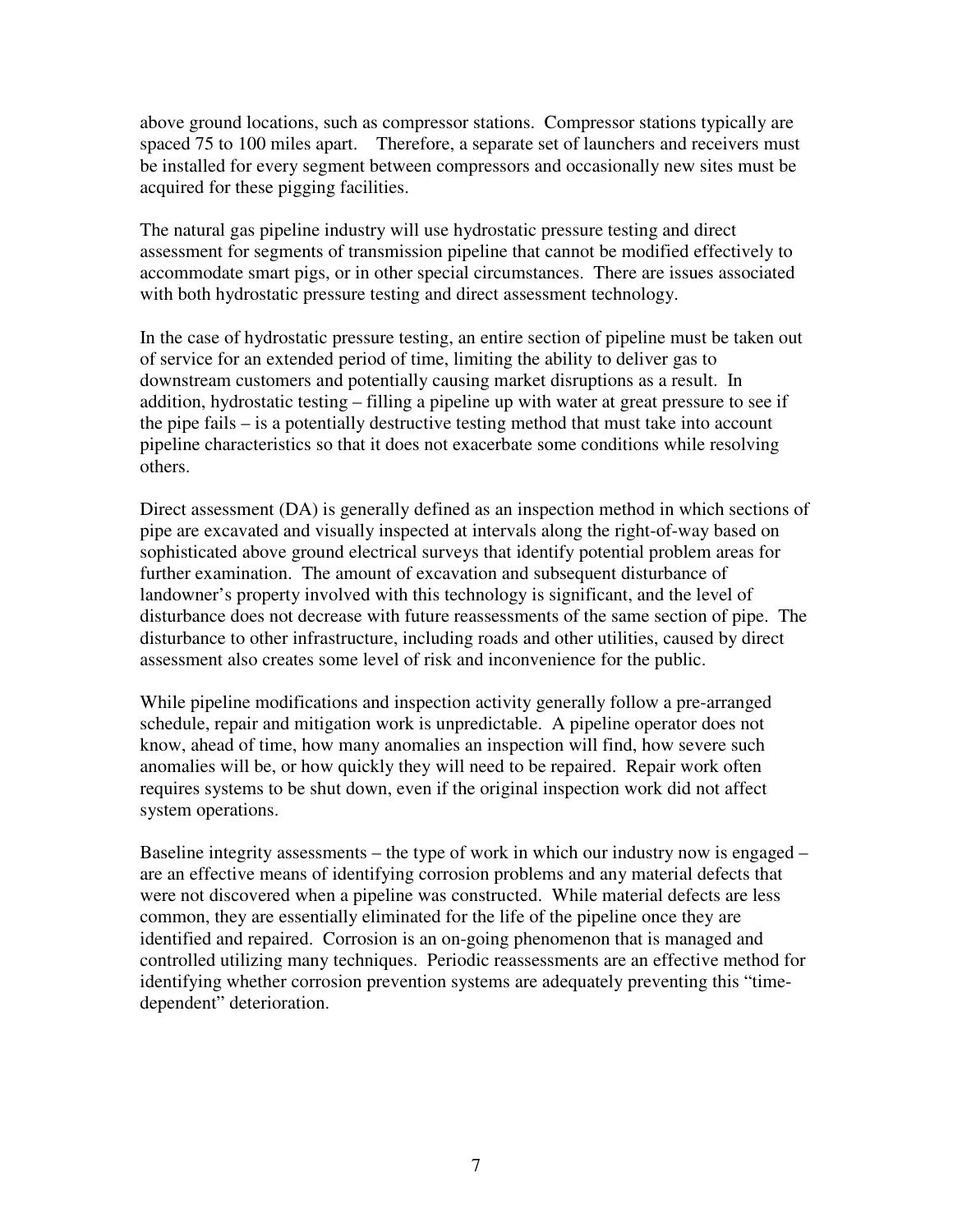above ground locations, such as compressor stations. Compressor stations typically are spaced 75 to 100 miles apart. Therefore, a separate set of launchers and receivers must be installed for every segment between compressors and occasionally new sites must be acquired for these pigging facilities.

The natural gas pipeline industry will use hydrostatic pressure testing and direct assessment for segments of transmission pipeline that cannot be modified effectively to accommodate smart pigs, or in other special circumstances. There are issues associated with both hydrostatic pressure testing and direct assessment technology.

In the case of hydrostatic pressure testing, an entire section of pipeline must be taken out of service for an extended period of time, limiting the ability to deliver gas to downstream customers and potentially causing market disruptions as a result. In addition, hydrostatic testing – filling a pipeline up with water at great pressure to see if the pipe fails – is a potentially destructive testing method that must take into account pipeline characteristics so that it does not exacerbate some conditions while resolving others.

Direct assessment (DA) is generally defined as an inspection method in which sections of pipe are excavated and visually inspected at intervals along the right-of-way based on sophisticated above ground electrical surveys that identify potential problem areas for further examination. The amount of excavation and subsequent disturbance of landowner's property involved with this technology is significant, and the level of disturbance does not decrease with future reassessments of the same section of pipe. The disturbance to other infrastructure, including roads and other utilities, caused by direct assessment also creates some level of risk and inconvenience for the public.

While pipeline modifications and inspection activity generally follow a pre-arranged schedule, repair and mitigation work is unpredictable. A pipeline operator does not know, ahead of time, how many anomalies an inspection will find, how severe such anomalies will be, or how quickly they will need to be repaired. Repair work often requires systems to be shut down, even if the original inspection work did not affect system operations.

Baseline integrity assessments – the type of work in which our industry now is engaged – are an effective means of identifying corrosion problems and any material defects that were not discovered when a pipeline was constructed. While material defects are less common, they are essentially eliminated for the life of the pipeline once they are identified and repaired. Corrosion is an on-going phenomenon that is managed and controlled utilizing many techniques. Periodic reassessments are an effective method for identifying whether corrosion prevention systems are adequately preventing this "time-dependent" deterioration.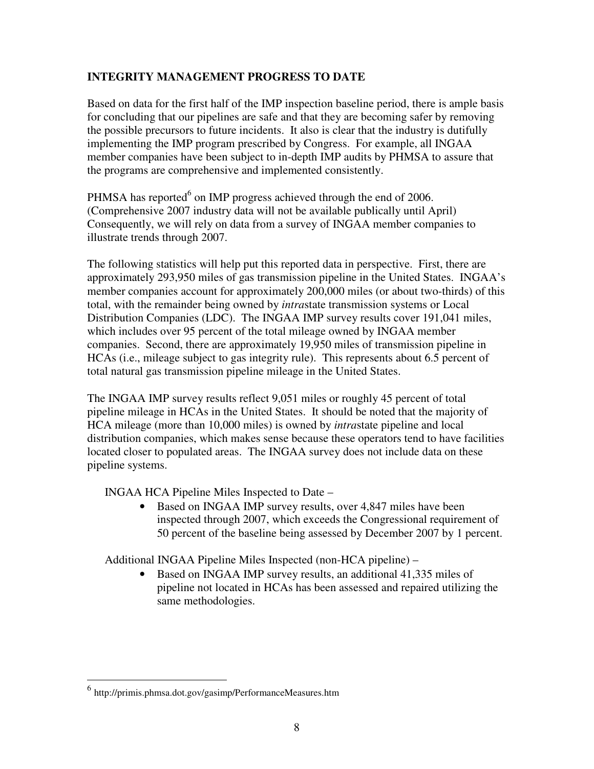## INTEGRITY MANAGEMENT PROGRESS TO DATE

Based on data for the first half of the IMP inspection baseline period, there is ample basis for concluding that our pipelines are safe and that they are becoming safer by removing the possible precursors to future incidents. It also is clear that the industry is dutifully implementing the IMP program prescribed by Congress. For example, all INGAA member companies have been subject to in-depth IMP audits by PHMSA to assure that the programs are comprehensive and implemented consistently.

PHMSA has reported[6] on IMP progress achieved through the end of 2006. (Comprehensive 2007 industry data will not be available publically until April) Consequently, we will rely on data from a survey of INGAA member companies to illustrate trends through 2007.

The following statistics will help put this reported data in perspective. First, there are approximately 293,950 miles of gas transmission pipeline in the United States. INGAA's member companies account for approximately 200,000 miles (or about two-thirds) of this total, with the remainder being owned by *intra*state transmission systems or Local Distribution Companies (LDC). The INGAA IMP survey results cover 191,041 miles, which includes over 95 percent of the total mileage owned by INGAA member companies. Second, there are approximately 19,950 miles of transmission pipeline in HCAs (i.e., mileage subject to gas integrity rule). This represents about 6.5 percent of total natural gas transmission pipeline mileage in the United States.

The INGAA IMP survey results reflect 9,051 miles or roughly 45 percent of total pipeline mileage in HCAs in the United States. It should be noted that the majority of HCA mileage (more than 10,000 miles) is owned by *intra*state pipeline and local distribution companies, which makes sense because these operators tend to have facilities located closer to populated areas. The INGAA survey does not include data on these pipeline systems.

INGAA HCA Pipeline Miles Inspected to Date –

- Based on INGAA IMP survey results, over 4,847 miles have been inspected through 2007, which exceeds the Congressional requirement of 50 percent of the baseline being assessed by December 2007 by 1 percent.

Additional INGAA Pipeline Miles Inspected (non-HCA pipeline) –

- Based on INGAA IMP survey results, an additional 41,335 miles of pipeline not located in HCAs has been assessed and repaired utilizing the same methodologies.

---

[6] http://primis.phmsa.dot.gov/gasimp/PerformanceMeasures.htm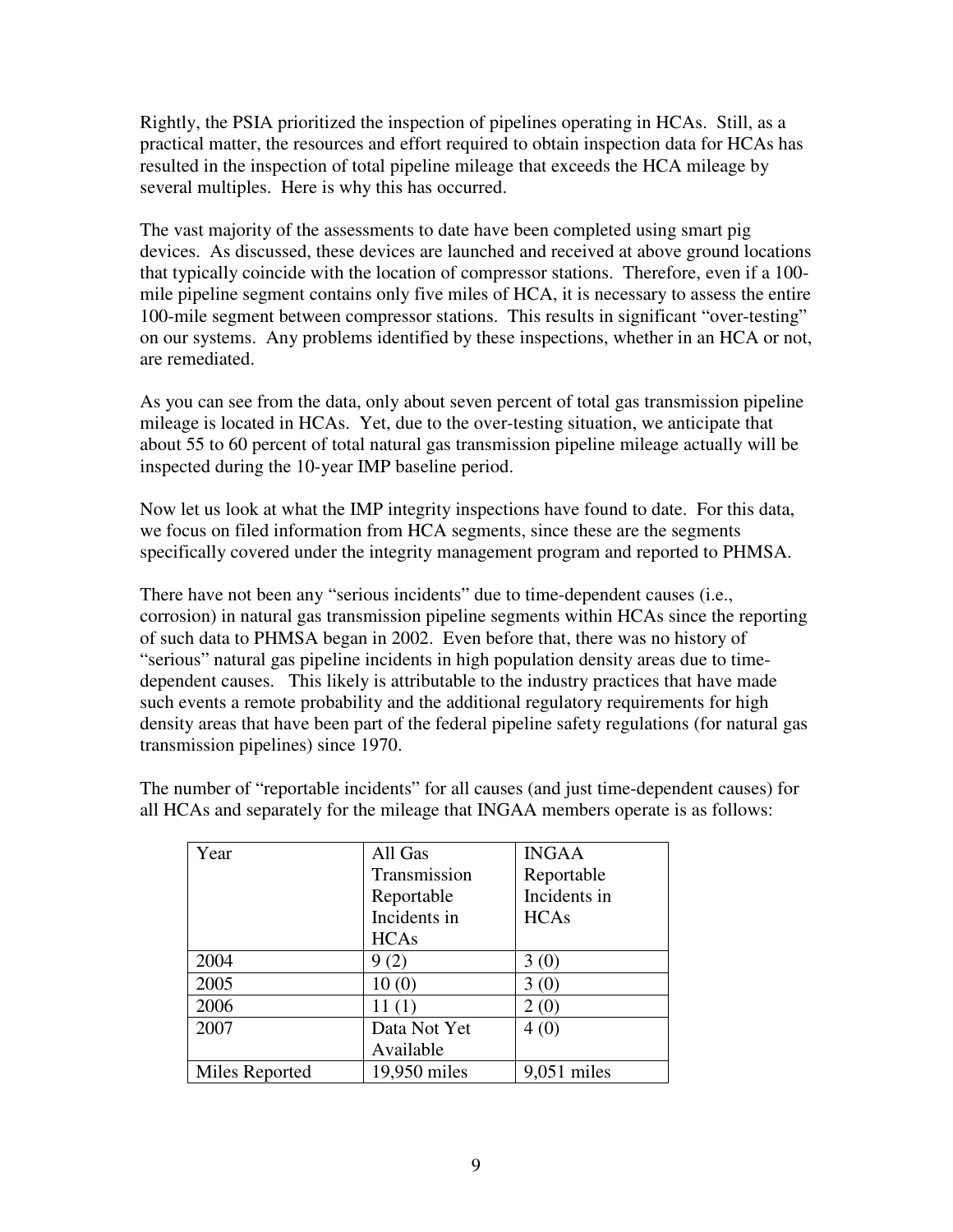Rightly, the PSIA prioritized the inspection of pipelines operating in HCAs. Still, as a practical matter, the resources and effort required to obtain inspection data for HCAs has resulted in the inspection of total pipeline mileage that exceeds the HCA mileage by several multiples. Here is why this has occurred.

The vast majority of the assessments to date have been completed using smart pig devices. As discussed, these devices are launched and received at above ground locations that typically coincide with the location of compressor stations. Therefore, even if a 100-mile pipeline segment contains only five miles of HCA, it is necessary to assess the entire 100-mile segment between compressor stations. This results in significant "over-testing" on our systems. Any problems identified by these inspections, whether in an HCA or not, are remediated.

As you can see from the data, only about seven percent of total gas transmission pipeline mileage is located in HCAs. Yet, due to the over-testing situation, we anticipate that about 55 to 60 percent of total natural gas transmission pipeline mileage actually will be inspected during the 10-year IMP baseline period.

Now let us look at what the IMP integrity inspections have found to date. For this data, we focus on filed information from HCA segments, since these are the segments specifically covered under the integrity management program and reported to PHMSA.

There have not been any "serious incidents" due to time-dependent causes (i.e., corrosion) in natural gas transmission pipeline segments within HCAs since the reporting of such data to PHMSA began in 2002. Even before that, there was no history of "serious" natural gas pipeline incidents in high population density areas due to time-dependent causes. This likely is attributable to the industry practices that have made such events a remote probability and the additional regulatory requirements for high density areas that have been part of the federal pipeline safety regulations (for natural gas transmission pipelines) since 1970.

The number of "reportable incidents" for all causes (and just time-dependent causes) for all HCAs and separately for the mileage that INGAA members operate is as follows:

| Year | All Gas Transmission Reportable Incidents in HCAs | INGAA Reportable Incidents in HCAs |
|---|---|---|
| 2004 | 9 (2) | 3 (0) |
| 2005 | 10 (0) | 3 (0) |
| 2006 | 11 (1) | 2 (0) |
| 2007 | Data Not Yet Available | 4 (0) |
| Miles Reported | 19,950 miles | 9,051 miles |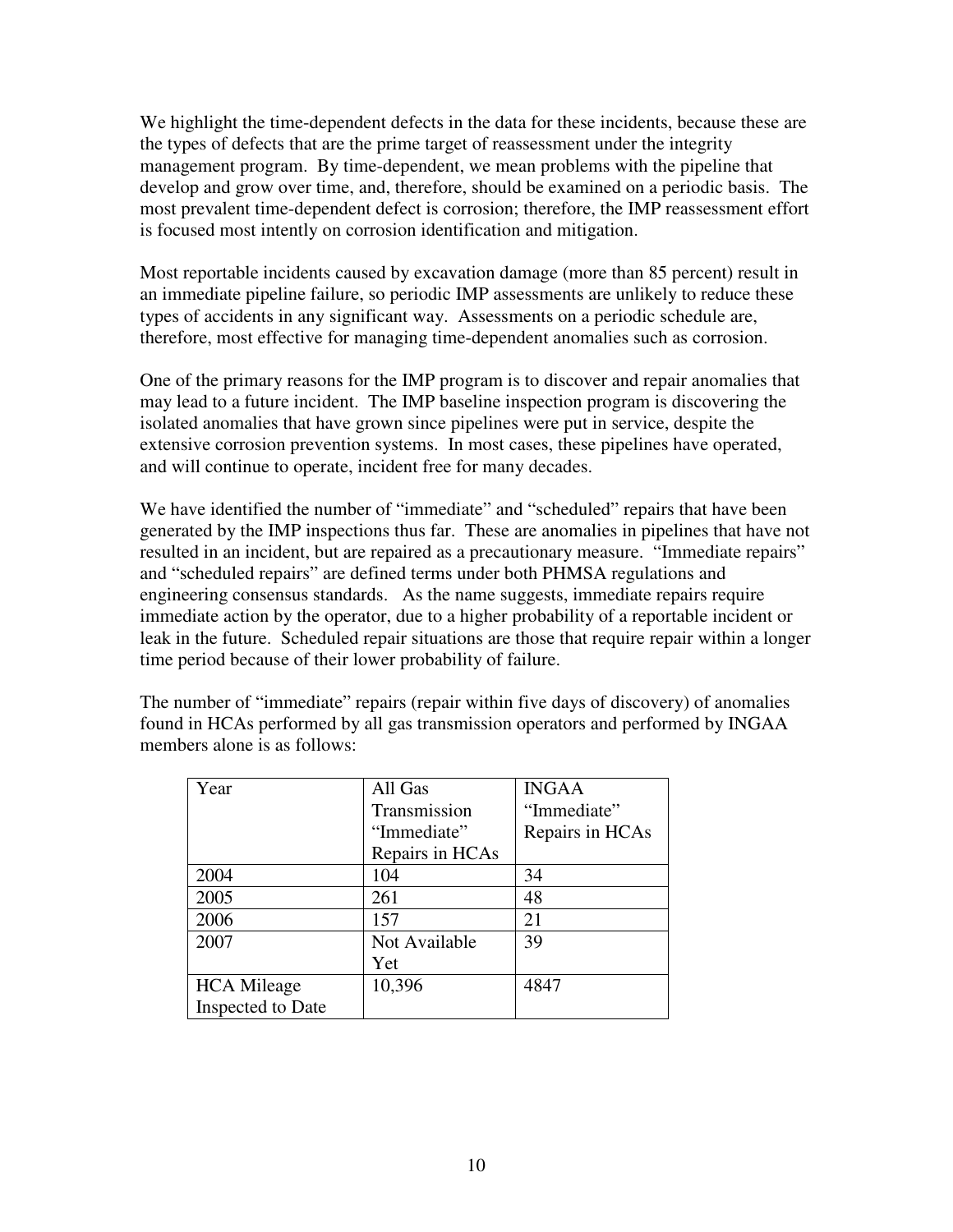We highlight the time-dependent defects in the data for these incidents, because these are the types of defects that are the prime target of reassessment under the integrity management program. By time-dependent, we mean problems with the pipeline that develop and grow over time, and, therefore, should be examined on a periodic basis. The most prevalent time-dependent defect is corrosion; therefore, the IMP reassessment effort is focused most intently on corrosion identification and mitigation.

Most reportable incidents caused by excavation damage (more than 85 percent) result in an immediate pipeline failure, so periodic IMP assessments are unlikely to reduce these types of accidents in any significant way. Assessments on a periodic schedule are, therefore, most effective for managing time-dependent anomalies such as corrosion.

One of the primary reasons for the IMP program is to discover and repair anomalies that may lead to a future incident. The IMP baseline inspection program is discovering the isolated anomalies that have grown since pipelines were put in service, despite the extensive corrosion prevention systems. In most cases, these pipelines have operated, and will continue to operate, incident free for many decades.

We have identified the number of "immediate" and "scheduled" repairs that have been generated by the IMP inspections thus far. These are anomalies in pipelines that have not resulted in an incident, but are repaired as a precautionary measure. "Immediate repairs" and "scheduled repairs" are defined terms under both PHMSA regulations and engineering consensus standards. As the name suggests, immediate repairs require immediate action by the operator, due to a higher probability of a reportable incident or leak in the future. Scheduled repair situations are those that require repair within a longer time period because of their lower probability of failure.

The number of "immediate" repairs (repair within five days of discovery) of anomalies found in HCAs performed by all gas transmission operators and performed by INGAA members alone is as follows:

| Year | All Gas Transmission "Immediate" Repairs in HCAs | INGAA "Immediate" Repairs in HCAs |
|---|---|---|
| 2004 | 104 | 34 |
| 2005 | 261 | 48 |
| 2006 | 157 | 21 |
| 2007 | Not Available Yet | 39 |
| HCA Mileage Inspected to Date | 10,396 | 4847 |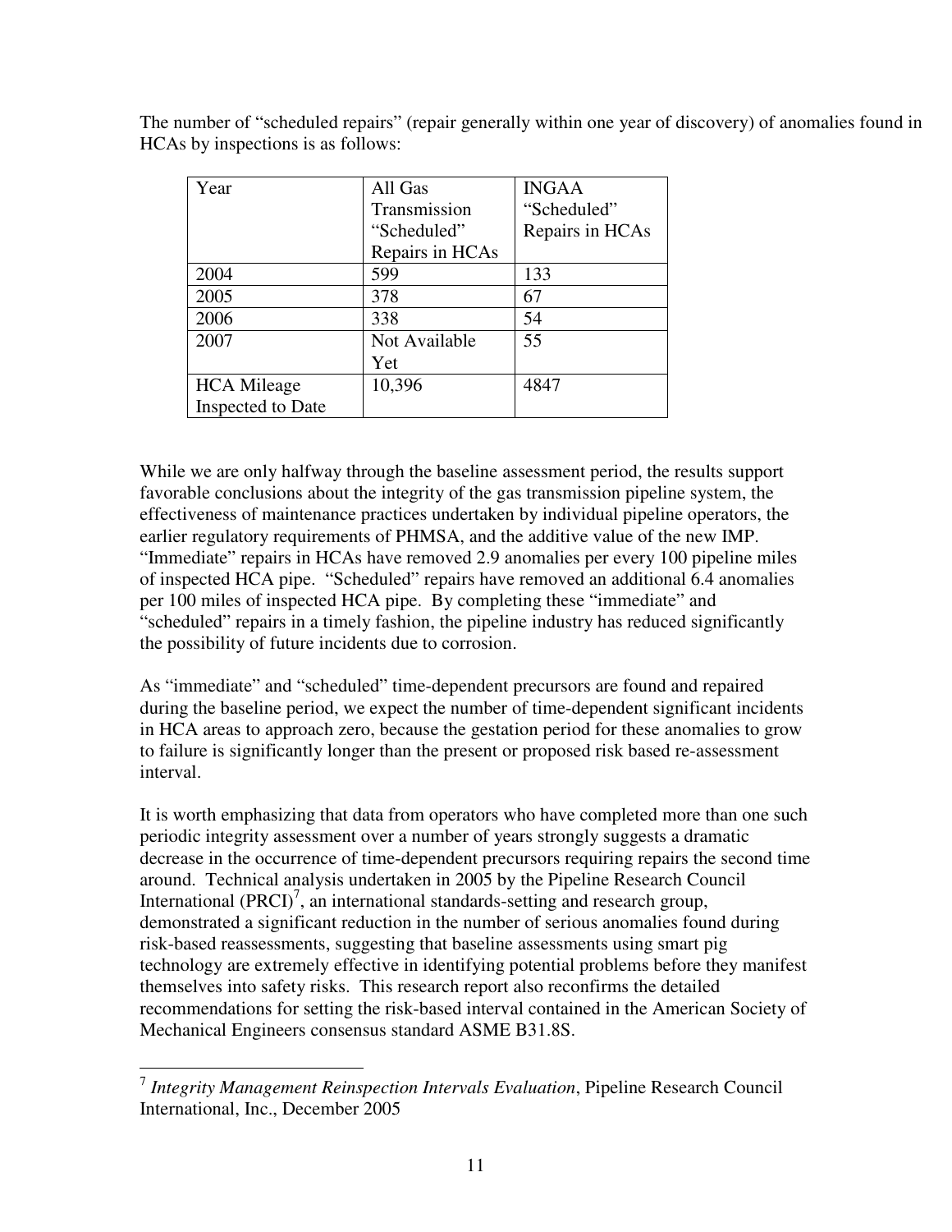The number of "scheduled repairs" (repair generally within one year of discovery) of anomalies found in HCAs by inspections is as follows:

| Year | All Gas Transmission "Scheduled" Repairs in HCAs | INGAA "Scheduled" Repairs in HCAs |
|---|---|---|
| 2004 | 599 | 133 |
| 2005 | 378 | 67 |
| 2006 | 338 | 54 |
| 2007 | Not Available Yet | 55 |
| HCA Mileage Inspected to Date | 10,396 | 4847 |

While we are only halfway through the baseline assessment period, the results support favorable conclusions about the integrity of the gas transmission pipeline system, the effectiveness of maintenance practices undertaken by individual pipeline operators, the earlier regulatory requirements of PHMSA, and the additive value of the new IMP. "Immediate" repairs in HCAs have removed 2.9 anomalies per every 100 pipeline miles of inspected HCA pipe. "Scheduled" repairs have removed an additional 6.4 anomalies per 100 miles of inspected HCA pipe. By completing these "immediate" and "scheduled" repairs in a timely fashion, the pipeline industry has reduced significantly the possibility of future incidents due to corrosion.

As "immediate" and "scheduled" time-dependent precursors are found and repaired during the baseline period, we expect the number of time-dependent significant incidents in HCA areas to approach zero, because the gestation period for these anomalies to grow to failure is significantly longer than the present or proposed risk based re-assessment interval.

It is worth emphasizing that data from operators who have completed more than one such periodic integrity assessment over a number of years strongly suggests a dramatic decrease in the occurrence of time-dependent precursors requiring repairs the second time around. Technical analysis undertaken in 2005 by the Pipeline Research Council International (PRCI)[7], an international standards-setting and research group, demonstrated a significant reduction in the number of serious anomalies found during risk-based reassessments, suggesting that baseline assessments using smart pig technology are extremely effective in identifying potential problems before they manifest themselves into safety risks. This research report also reconfirms the detailed recommendations for setting the risk-based interval contained in the American Society of Mechanical Engineers consensus standard ASME B31.8S.

[7] *Integrity Management Reinspection Intervals Evaluation*, Pipeline Research Council International, Inc., December 2005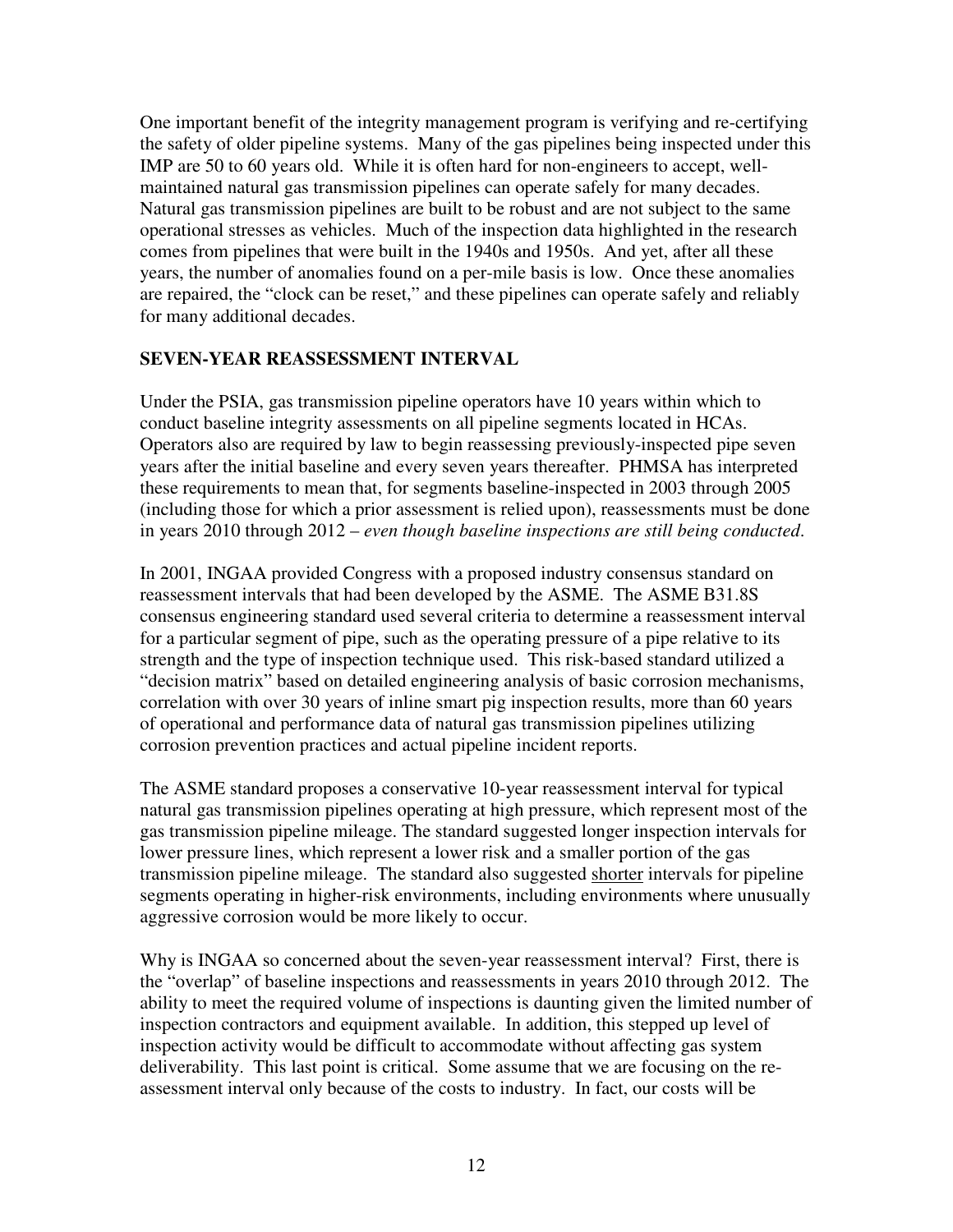One important benefit of the integrity management program is verifying and re-certifying the safety of older pipeline systems. Many of the gas pipelines being inspected under this IMP are 50 to 60 years old. While it is often hard for non-engineers to accept, well-maintained natural gas transmission pipelines can operate safely for many decades. Natural gas transmission pipelines are built to be robust and are not subject to the same operational stresses as vehicles. Much of the inspection data highlighted in the research comes from pipelines that were built in the 1940s and 1950s. And yet, after all these years, the number of anomalies found on a per-mile basis is low. Once these anomalies are repaired, the "clock can be reset," and these pipelines can operate safely and reliably for many additional decades.

## SEVEN-YEAR REASSESSMENT INTERVAL

Under the PSIA, gas transmission pipeline operators have 10 years within which to conduct baseline integrity assessments on all pipeline segments located in HCAs. Operators also are required by law to begin reassessing previously-inspected pipe seven years after the initial baseline and every seven years thereafter. PHMSA has interpreted these requirements to mean that, for segments baseline-inspected in 2003 through 2005 (including those for which a prior assessment is relied upon), reassessments must be done in years 2010 through 2012 – *even though baseline inspections are still being conducted*.

In 2001, INGAA provided Congress with a proposed industry consensus standard on reassessment intervals that had been developed by the ASME. The ASME B31.8S consensus engineering standard used several criteria to determine a reassessment interval for a particular segment of pipe, such as the operating pressure of a pipe relative to its strength and the type of inspection technique used. This risk-based standard utilized a "decision matrix" based on detailed engineering analysis of basic corrosion mechanisms, correlation with over 30 years of inline smart pig inspection results, more than 60 years of operational and performance data of natural gas transmission pipelines utilizing corrosion prevention practices and actual pipeline incident reports.

The ASME standard proposes a conservative 10-year reassessment interval for typical natural gas transmission pipelines operating at high pressure, which represent most of the gas transmission pipeline mileage. The standard suggested longer inspection intervals for lower pressure lines, which represent a lower risk and a smaller portion of the gas transmission pipeline mileage. The standard also suggested <u>shorter</u> intervals for pipeline segments operating in higher-risk environments, including environments where unusually aggressive corrosion would be more likely to occur.

Why is INGAA so concerned about the seven-year reassessment interval? First, there is the "overlap" of baseline inspections and reassessments in years 2010 through 2012. The ability to meet the required volume of inspections is daunting given the limited number of inspection contractors and equipment available. In addition, this stepped up level of inspection activity would be difficult to accommodate without affecting gas system deliverability. This last point is critical. Some assume that we are focusing on the re-assessment interval only because of the costs to industry. In fact, our costs will be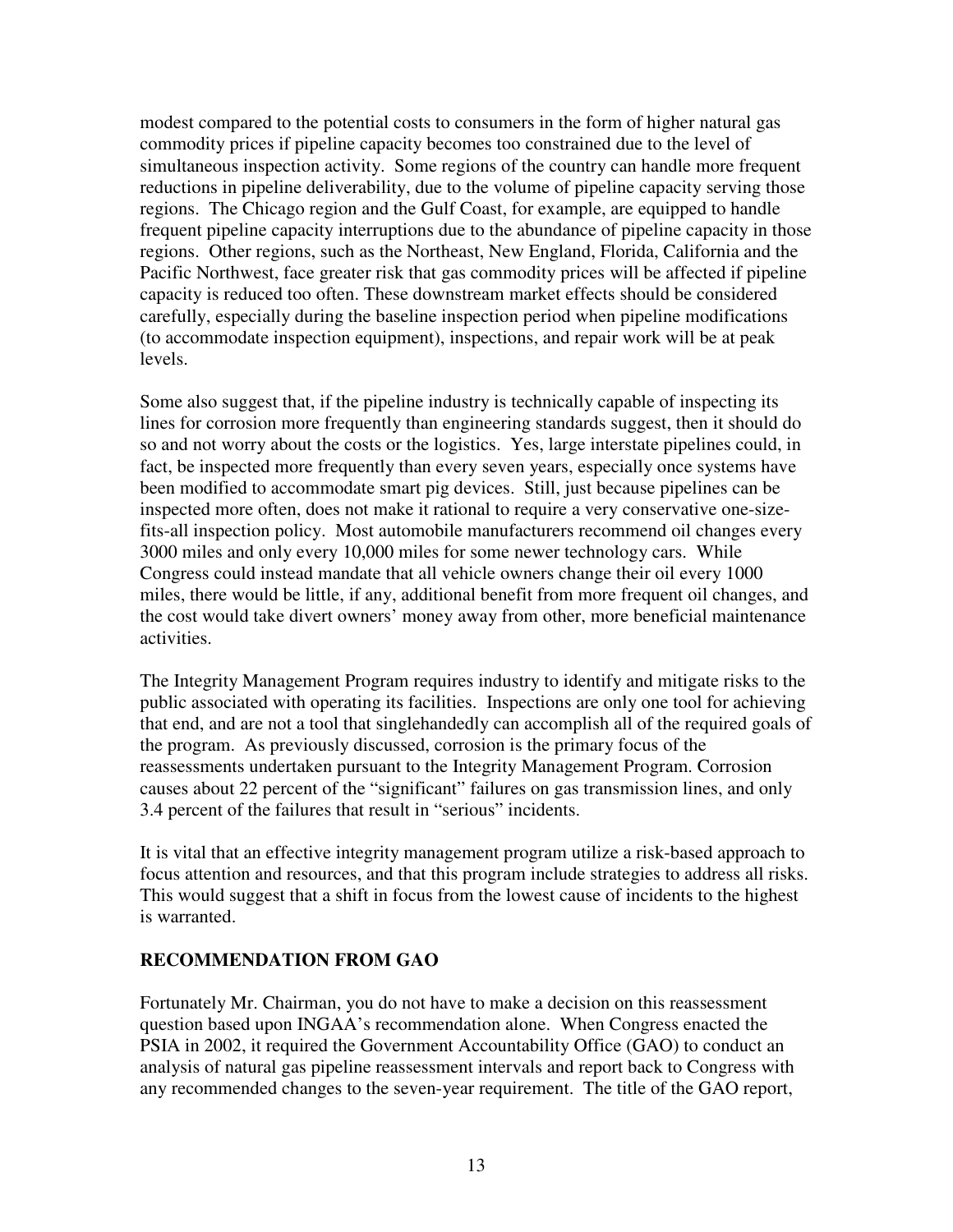modest compared to the potential costs to consumers in the form of higher natural gas commodity prices if pipeline capacity becomes too constrained due to the level of simultaneous inspection activity. Some regions of the country can handle more frequent reductions in pipeline deliverability, due to the volume of pipeline capacity serving those regions. The Chicago region and the Gulf Coast, for example, are equipped to handle frequent pipeline capacity interruptions due to the abundance of pipeline capacity in those regions. Other regions, such as the Northeast, New England, Florida, California and the Pacific Northwest, face greater risk that gas commodity prices will be affected if pipeline capacity is reduced too often. These downstream market effects should be considered carefully, especially during the baseline inspection period when pipeline modifications (to accommodate inspection equipment), inspections, and repair work will be at peak levels.

Some also suggest that, if the pipeline industry is technically capable of inspecting its lines for corrosion more frequently than engineering standards suggest, then it should do so and not worry about the costs or the logistics. Yes, large interstate pipelines could, in fact, be inspected more frequently than every seven years, especially once systems have been modified to accommodate smart pig devices. Still, just because pipelines can be inspected more often, does not make it rational to require a very conservative one-size-fits-all inspection policy. Most automobile manufacturers recommend oil changes every 3000 miles and only every 10,000 miles for some newer technology cars. While Congress could instead mandate that all vehicle owners change their oil every 1000 miles, there would be little, if any, additional benefit from more frequent oil changes, and the cost would take divert owners' money away from other, more beneficial maintenance activities.

The Integrity Management Program requires industry to identify and mitigate risks to the public associated with operating its facilities. Inspections are only one tool for achieving that end, and are not a tool that singlehandedly can accomplish all of the required goals of the program. As previously discussed, corrosion is the primary focus of the reassessments undertaken pursuant to the Integrity Management Program. Corrosion causes about 22 percent of the "significant" failures on gas transmission lines, and only 3.4 percent of the failures that result in "serious" incidents.

It is vital that an effective integrity management program utilize a risk-based approach to focus attention and resources, and that this program include strategies to address all risks. This would suggest that a shift in focus from the lowest cause of incidents to the highest is warranted.

## RECOMMENDATION FROM GAO

Fortunately Mr. Chairman, you do not have to make a decision on this reassessment question based upon INGAA's recommendation alone. When Congress enacted the PSIA in 2002, it required the Government Accountability Office (GAO) to conduct an analysis of natural gas pipeline reassessment intervals and report back to Congress with any recommended changes to the seven-year requirement. The title of the GAO report,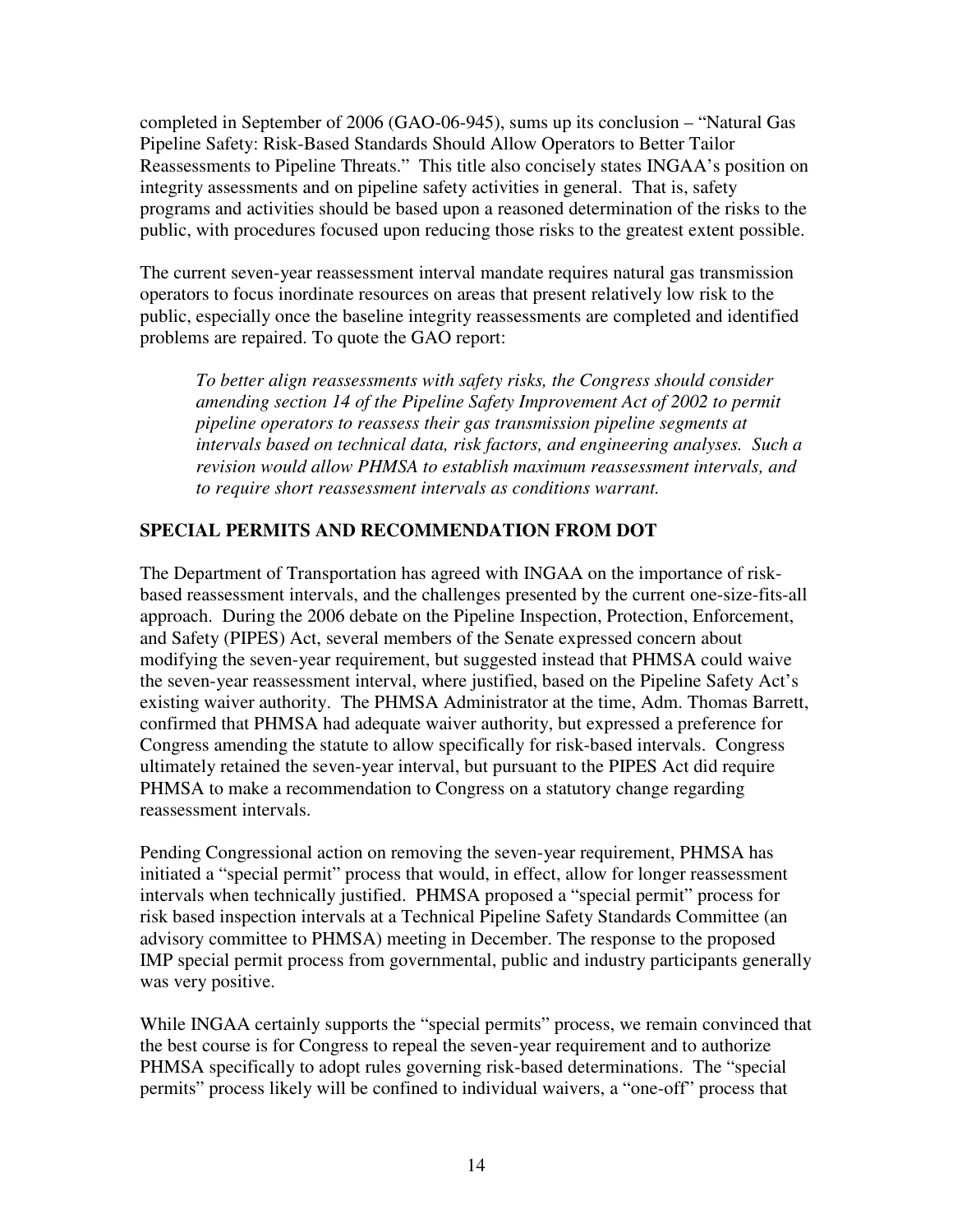completed in September of 2006 (GAO-06-945), sums up its conclusion – "Natural Gas Pipeline Safety: Risk-Based Standards Should Allow Operators to Better Tailor Reassessments to Pipeline Threats." This title also concisely states INGAA's position on integrity assessments and on pipeline safety activities in general. That is, safety programs and activities should be based upon a reasoned determination of the risks to the public, with procedures focused upon reducing those risks to the greatest extent possible.

The current seven-year reassessment interval mandate requires natural gas transmission operators to focus inordinate resources on areas that present relatively low risk to the public, especially once the baseline integrity reassessments are completed and identified problems are repaired. To quote the GAO report:

> *To better align reassessments with safety risks, the Congress should consider amending section 14 of the Pipeline Safety Improvement Act of 2002 to permit pipeline operators to reassess their gas transmission pipeline segments at intervals based on technical data, risk factors, and engineering analyses. Such a revision would allow PHMSA to establish maximum reassessment intervals, and to require short reassessment intervals as conditions warrant.*

## SPECIAL PERMITS AND RECOMMENDATION FROM DOT

The Department of Transportation has agreed with INGAA on the importance of risk-based reassessment intervals, and the challenges presented by the current one-size-fits-all approach. During the 2006 debate on the Pipeline Inspection, Protection, Enforcement, and Safety (PIPES) Act, several members of the Senate expressed concern about modifying the seven-year requirement, but suggested instead that PHMSA could waive the seven-year reassessment interval, where justified, based on the Pipeline Safety Act's existing waiver authority. The PHMSA Administrator at the time, Adm. Thomas Barrett, confirmed that PHMSA had adequate waiver authority, but expressed a preference for Congress amending the statute to allow specifically for risk-based intervals. Congress ultimately retained the seven-year interval, but pursuant to the PIPES Act did require PHMSA to make a recommendation to Congress on a statutory change regarding reassessment intervals.

Pending Congressional action on removing the seven-year requirement, PHMSA has initiated a "special permit" process that would, in effect, allow for longer reassessment intervals when technically justified. PHMSA proposed a "special permit" process for risk based inspection intervals at a Technical Pipeline Safety Standards Committee (an advisory committee to PHMSA) meeting in December. The response to the proposed IMP special permit process from governmental, public and industry participants generally was very positive.

While INGAA certainly supports the "special permits" process, we remain convinced that the best course is for Congress to repeal the seven-year requirement and to authorize PHMSA specifically to adopt rules governing risk-based determinations. The "special permits" process likely will be confined to individual waivers, a "one-off" process that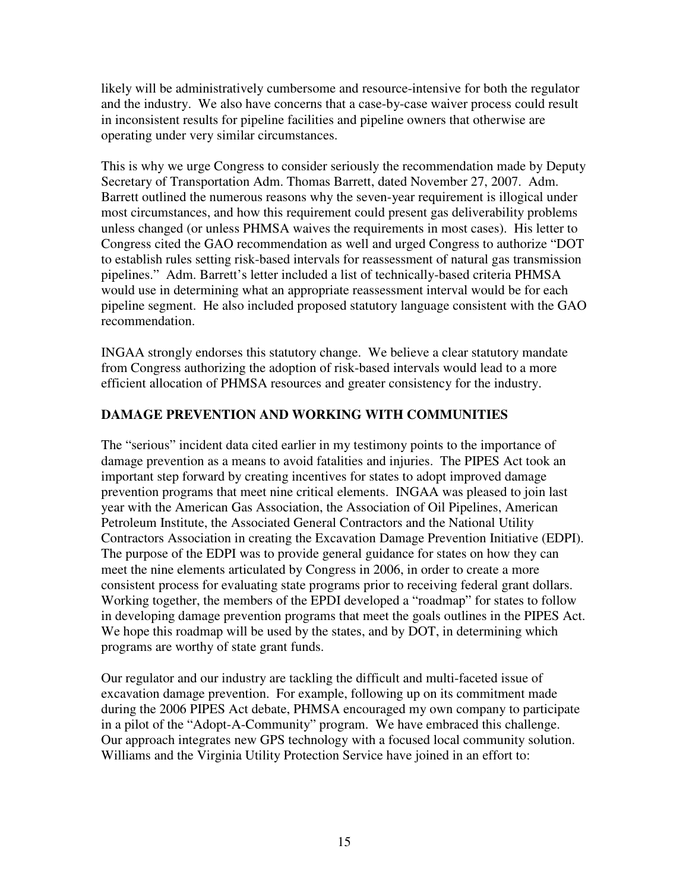likely will be administratively cumbersome and resource-intensive for both the regulator and the industry. We also have concerns that a case-by-case waiver process could result in inconsistent results for pipeline facilities and pipeline owners that otherwise are operating under very similar circumstances.

This is why we urge Congress to consider seriously the recommendation made by Deputy Secretary of Transportation Adm. Thomas Barrett, dated November 27, 2007. Adm. Barrett outlined the numerous reasons why the seven-year requirement is illogical under most circumstances, and how this requirement could present gas deliverability problems unless changed (or unless PHMSA waives the requirements in most cases). His letter to Congress cited the GAO recommendation as well and urged Congress to authorize "DOT to establish rules setting risk-based intervals for reassessment of natural gas transmission pipelines." Adm. Barrett's letter included a list of technically-based criteria PHMSA would use in determining what an appropriate reassessment interval would be for each pipeline segment. He also included proposed statutory language consistent with the GAO recommendation.

INGAA strongly endorses this statutory change. We believe a clear statutory mandate from Congress authorizing the adoption of risk-based intervals would lead to a more efficient allocation of PHMSA resources and greater consistency for the industry.

## DAMAGE PREVENTION AND WORKING WITH COMMUNITIES

The "serious" incident data cited earlier in my testimony points to the importance of damage prevention as a means to avoid fatalities and injuries. The PIPES Act took an important step forward by creating incentives for states to adopt improved damage prevention programs that meet nine critical elements. INGAA was pleased to join last year with the American Gas Association, the Association of Oil Pipelines, American Petroleum Institute, the Associated General Contractors and the National Utility Contractors Association in creating the Excavation Damage Prevention Initiative (EDPI). The purpose of the EDPI was to provide general guidance for states on how they can meet the nine elements articulated by Congress in 2006, in order to create a more consistent process for evaluating state programs prior to receiving federal grant dollars. Working together, the members of the EPDI developed a "roadmap" for states to follow in developing damage prevention programs that meet the goals outlines in the PIPES Act. We hope this roadmap will be used by the states, and by DOT, in determining which programs are worthy of state grant funds.

Our regulator and our industry are tackling the difficult and multi-faceted issue of excavation damage prevention. For example, following up on its commitment made during the 2006 PIPES Act debate, PHMSA encouraged my own company to participate in a pilot of the "Adopt-A-Community" program. We have embraced this challenge. Our approach integrates new GPS technology with a focused local community solution. Williams and the Virginia Utility Protection Service have joined in an effort to: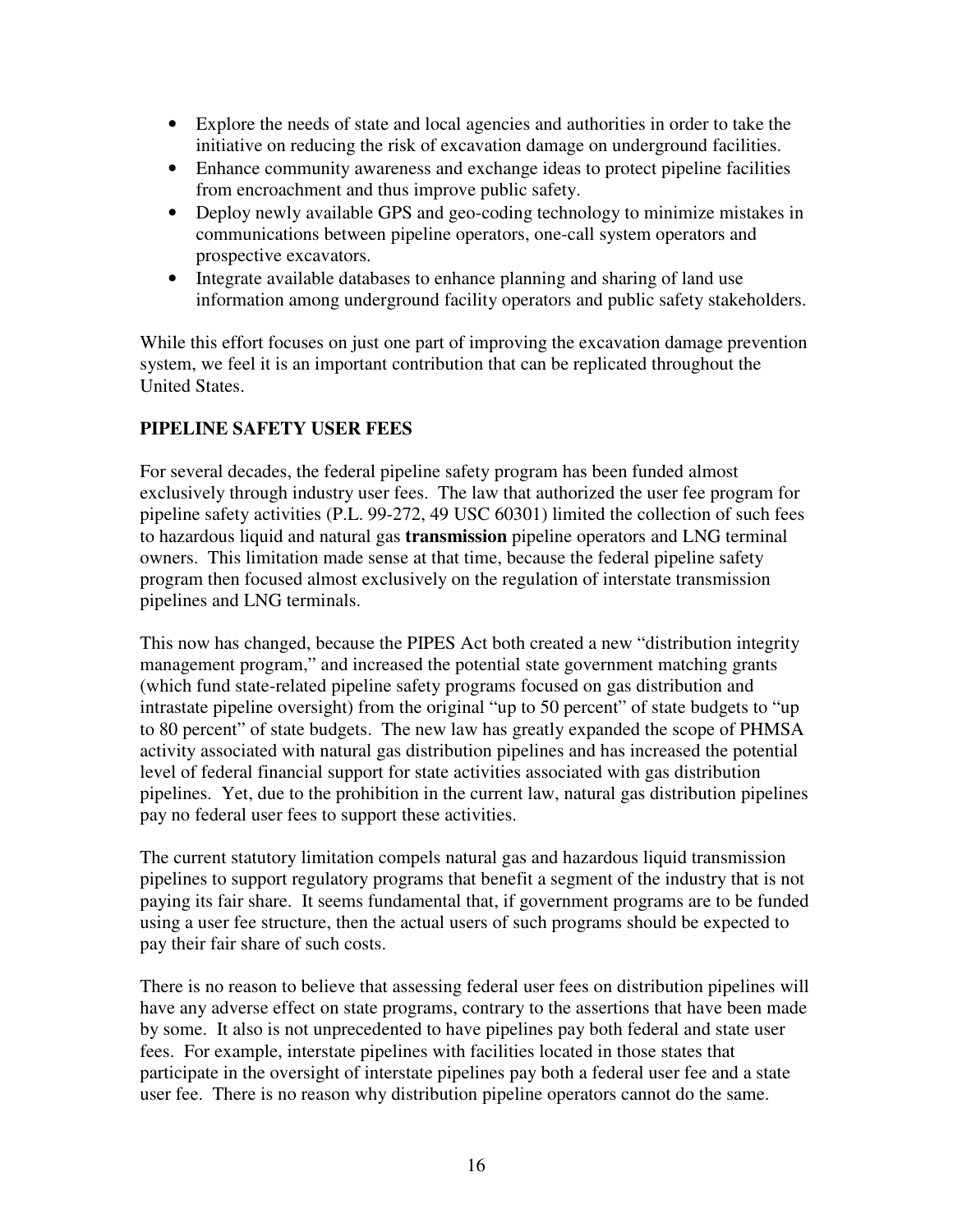- Explore the needs of state and local agencies and authorities in order to take the initiative on reducing the risk of excavation damage on underground facilities.
- Enhance community awareness and exchange ideas to protect pipeline facilities from encroachment and thus improve public safety.
- Deploy newly available GPS and geo-coding technology to minimize mistakes in communications between pipeline operators, one-call system operators and prospective excavators.
- Integrate available databases to enhance planning and sharing of land use information among underground facility operators and public safety stakeholders.

While this effort focuses on just one part of improving the excavation damage prevention system, we feel it is an important contribution that can be replicated throughout the United States.

## PIPELINE SAFETY USER FEES

For several decades, the federal pipeline safety program has been funded almost exclusively through industry user fees. The law that authorized the user fee program for pipeline safety activities (P.L. 99-272, 49 USC 60301) limited the collection of such fees to hazardous liquid and natural gas **transmission** pipeline operators and LNG terminal owners. This limitation made sense at that time, because the federal pipeline safety program then focused almost exclusively on the regulation of interstate transmission pipelines and LNG terminals.

This now has changed, because the PIPES Act both created a new "distribution integrity management program," and increased the potential state government matching grants (which fund state-related pipeline safety programs focused on gas distribution and intrastate pipeline oversight) from the original "up to 50 percent" of state budgets to "up to 80 percent" of state budgets. The new law has greatly expanded the scope of PHMSA activity associated with natural gas distribution pipelines and has increased the potential level of federal financial support for state activities associated with gas distribution pipelines. Yet, due to the prohibition in the current law, natural gas distribution pipelines pay no federal user fees to support these activities.

The current statutory limitation compels natural gas and hazardous liquid transmission pipelines to support regulatory programs that benefit a segment of the industry that is not paying its fair share. It seems fundamental that, if government programs are to be funded using a user fee structure, then the actual users of such programs should be expected to pay their fair share of such costs.

There is no reason to believe that assessing federal user fees on distribution pipelines will have any adverse effect on state programs, contrary to the assertions that have been made by some. It also is not unprecedented to have pipelines pay both federal and state user fees. For example, interstate pipelines with facilities located in those states that participate in the oversight of interstate pipelines pay both a federal user fee and a state user fee. There is no reason why distribution pipeline operators cannot do the same.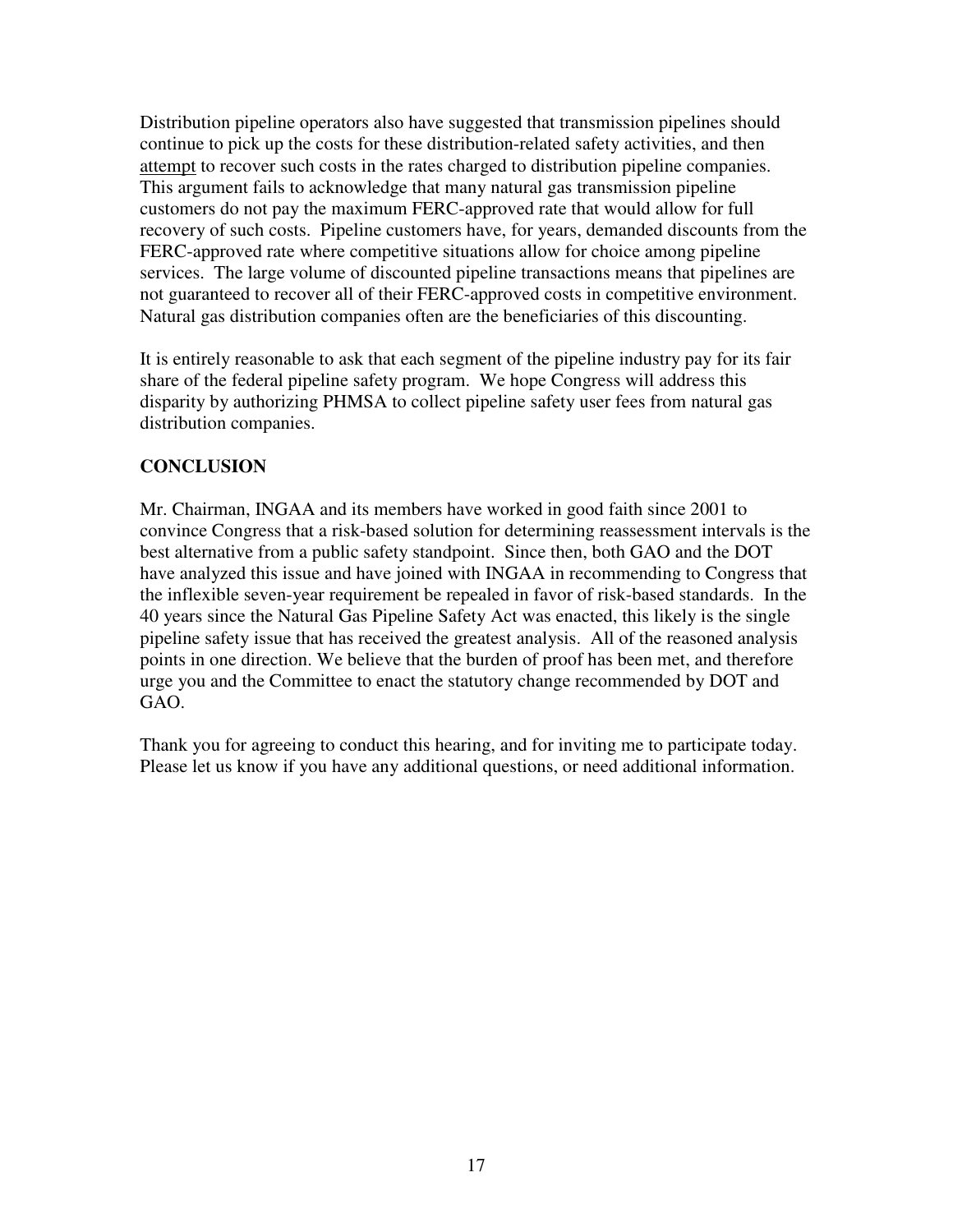Distribution pipeline operators also have suggested that transmission pipelines should continue to pick up the costs for these distribution-related safety activities, and then <u>attempt</u> to recover such costs in the rates charged to distribution pipeline companies. This argument fails to acknowledge that many natural gas transmission pipeline customers do not pay the maximum FERC-approved rate that would allow for full recovery of such costs. Pipeline customers have, for years, demanded discounts from the FERC-approved rate where competitive situations allow for choice among pipeline services. The large volume of discounted pipeline transactions means that pipelines are not guaranteed to recover all of their FERC-approved costs in competitive environment. Natural gas distribution companies often are the beneficiaries of this discounting.

It is entirely reasonable to ask that each segment of the pipeline industry pay for its fair share of the federal pipeline safety program. We hope Congress will address this disparity by authorizing PHMSA to collect pipeline safety user fees from natural gas distribution companies.

## CONCLUSION

Mr. Chairman, INGAA and its members have worked in good faith since 2001 to convince Congress that a risk-based solution for determining reassessment intervals is the best alternative from a public safety standpoint. Since then, both GAO and the DOT have analyzed this issue and have joined with INGAA in recommending to Congress that the inflexible seven-year requirement be repealed in favor of risk-based standards. In the 40 years since the Natural Gas Pipeline Safety Act was enacted, this likely is the single pipeline safety issue that has received the greatest analysis. All of the reasoned analysis points in one direction. We believe that the burden of proof has been met, and therefore urge you and the Committee to enact the statutory change recommended by DOT and GAO.

Thank you for agreeing to conduct this hearing, and for inviting me to participate today. Please let us know if you have any additional questions, or need additional information.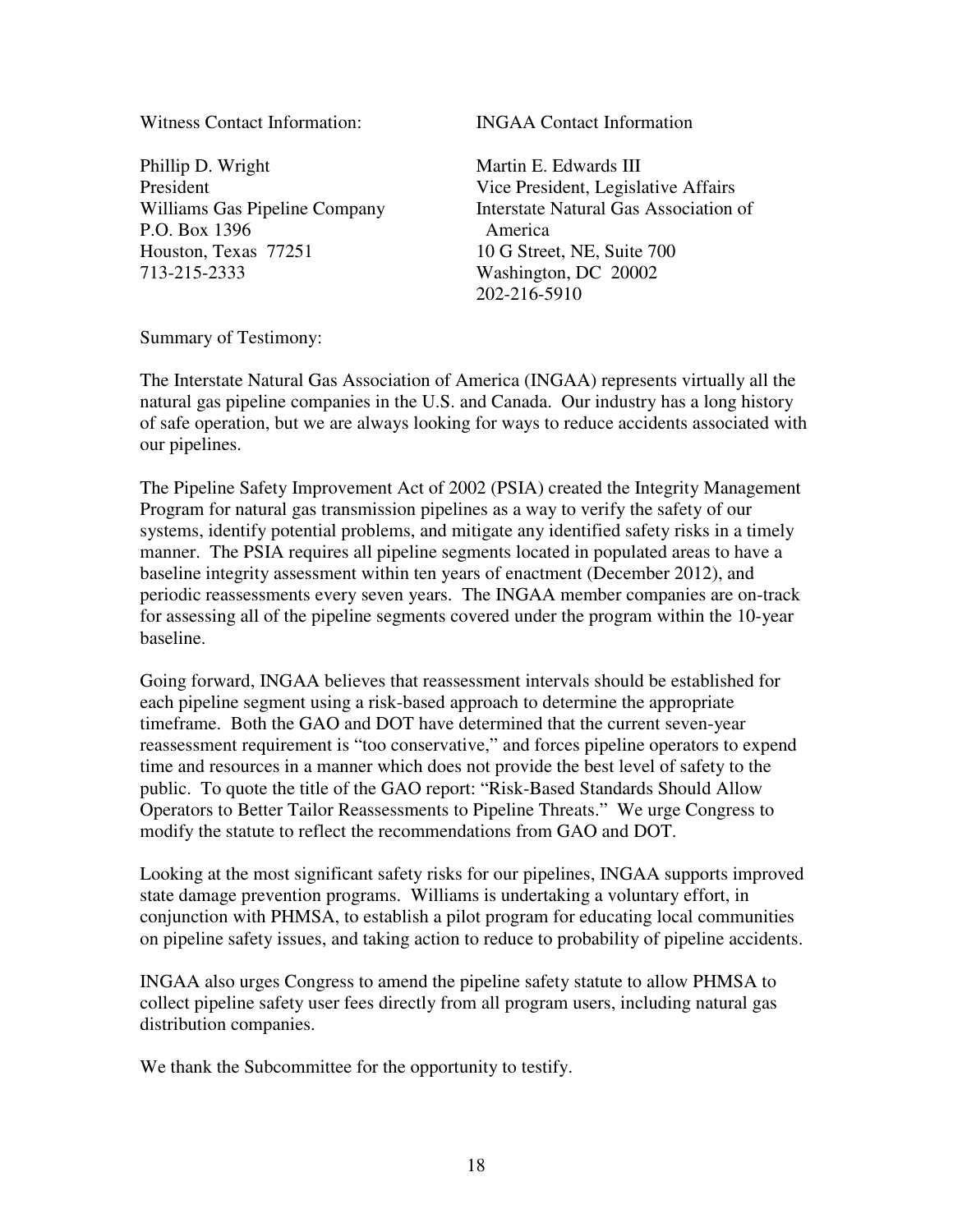Witness Contact Information:

Phillip D. Wright
President
Williams Gas Pipeline Company
P.O. Box 1396
Houston, Texas 77251
713-215-2333

INGAA Contact Information

Martin E. Edwards III
Vice President, Legislative Affairs
Interstate Natural Gas Association of America
10 G Street, NE, Suite 700
Washington, DC 20002
202-216-5910

Summary of Testimony:

The Interstate Natural Gas Association of America (INGAA) represents virtually all the natural gas pipeline companies in the U.S. and Canada. Our industry has a long history of safe operation, but we are always looking for ways to reduce accidents associated with our pipelines.

The Pipeline Safety Improvement Act of 2002 (PSIA) created the Integrity Management Program for natural gas transmission pipelines as a way to verify the safety of our systems, identify potential problems, and mitigate any identified safety risks in a timely manner. The PSIA requires all pipeline segments located in populated areas to have a baseline integrity assessment within ten years of enactment (December 2012), and periodic reassessments every seven years. The INGAA member companies are on-track for assessing all of the pipeline segments covered under the program within the 10-year baseline.

Going forward, INGAA believes that reassessment intervals should be established for each pipeline segment using a risk-based approach to determine the appropriate timeframe. Both the GAO and DOT have determined that the current seven-year reassessment requirement is "too conservative," and forces pipeline operators to expend time and resources in a manner which does not provide the best level of safety to the public. To quote the title of the GAO report: "Risk-Based Standards Should Allow Operators to Better Tailor Reassessments to Pipeline Threats." We urge Congress to modify the statute to reflect the recommendations from GAO and DOT.

Looking at the most significant safety risks for our pipelines, INGAA supports improved state damage prevention programs. Williams is undertaking a voluntary effort, in conjunction with PHMSA, to establish a pilot program for educating local communities on pipeline safety issues, and taking action to reduce to probability of pipeline accidents.

INGAA also urges Congress to amend the pipeline safety statute to allow PHMSA to collect pipeline safety user fees directly from all program users, including natural gas distribution companies.

We thank the Subcommittee for the opportunity to testify.